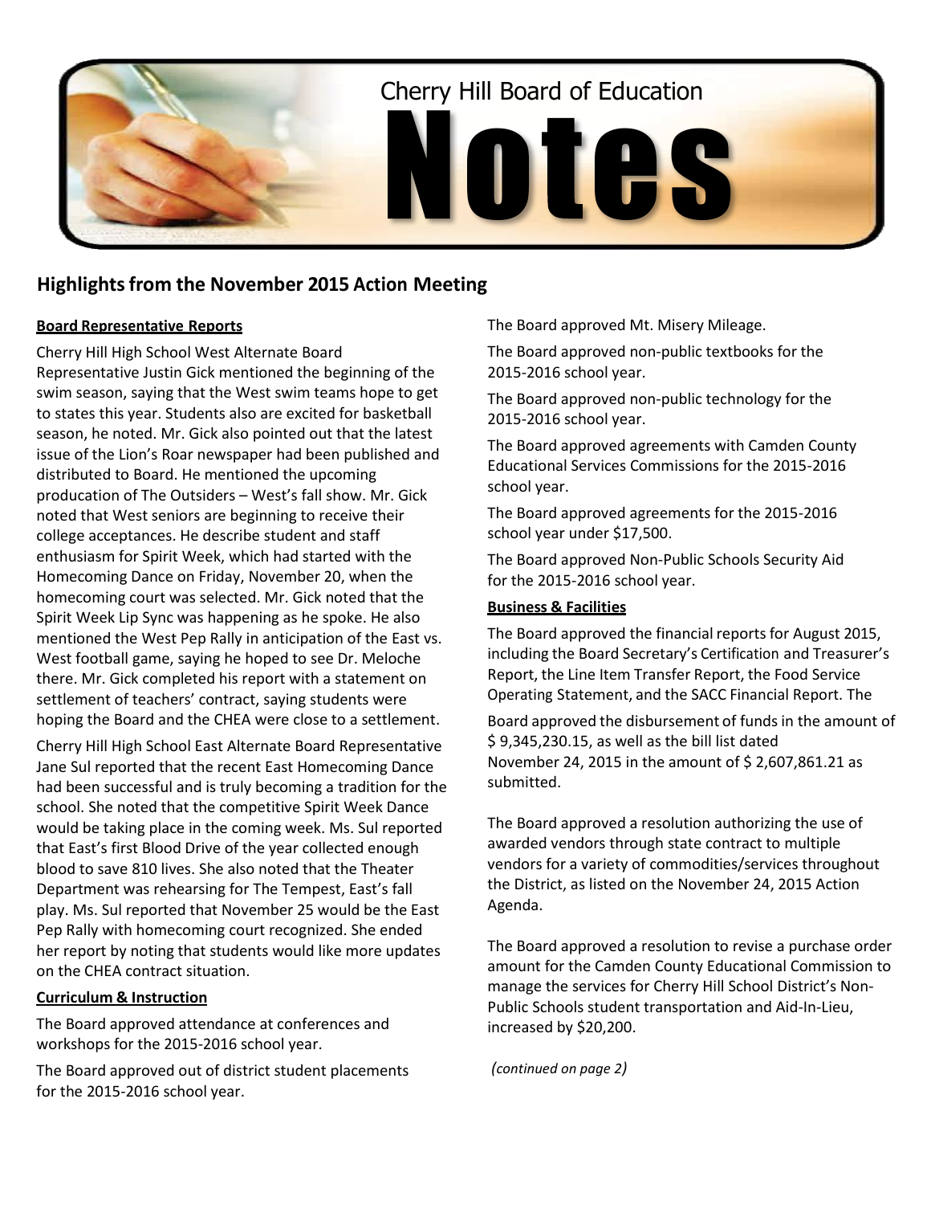# Cherry Hill Board of Education Notes

## Highlights from the November 2015 Action Meeting

**Board Representative Reports**

Cherry Hill High School West Alternate Board Representative Justin Gick mentioned the beginning of the swim season, saying that the West swim teams hope to get to states this year. Students also are excited for basketball season, he noted. Mr. Gick also pointed out that the latest issue of the Lion's Roar newspaper had been published and distributed to Board. He mentioned the upcoming producation of The Outsiders – West's fall show. Mr. Gick noted that West seniors are beginning to receive their college acceptances. He describe student and staff enthusiasm for Spirit Week, which had started with the Homecoming Dance on Friday, November 20, when the homecoming court was selected. Mr. Gick noted that the Spirit Week Lip Sync was happening as he spoke. He also mentioned the West Pep Rally in anticipation of the East vs. West football game, saying he hoped to see Dr. Meloche there. Mr. Gick completed his report with a statement on settlement of teachers' contract, saying students were hoping the Board and the CHEA were close to a settlement.

Cherry Hill High School East Alternate Board Representative Jane Sul reported that the recent East Homecoming Dance had been successful and is truly becoming a tradition for the school. She noted that the competitive Spirit Week Dance would be taking place in the coming week. Ms. Sul reported that East's first Blood Drive of the year collected enough blood to save 810 lives. She also noted that the Theater Department was rehearsing for The Tempest, East's fall play. Ms. Sul reported that November 25 would be the East Pep Rally with homecoming court recognized. She ended her report by noting that students would like more updates on the CHEA contract situation.

**Curriculum & Instruction**

The Board approved attendance at conferences and workshops for the 2015-2016 school year.

The Board approved out of district student placements for the 2015-2016 school year.

The Board approved Mt. Misery Mileage.

The Board approved non-public textbooks for the 2015-2016 school year.

The Board approved non-public technology for the 2015-2016 school year.

The Board approved agreements with Camden County Educational Services Commissions for the 2015-2016 school year.

The Board approved agreements for the 2015-2016 school year under $17,500.

The Board approved Non-Public Schools Security Aid for the 2015-2016 school year.

**Business & Facilities**

The Board approved the financial reports for August 2015, including the Board Secretary's Certification and Treasurer's Report, the Line Item Transfer Report, the Food Service Operating Statement, and the SACC Financial Report. The Board approved the disbursement of funds in the amount of $ 9,345,230.15, as well as the bill list dated November 24, 2015 in the amount of $ 2,607,861.21 as submitted.

The Board approved a resolution authorizing the use of awarded vendors through state contract to multiple vendors for a variety of commodities/services throughout the District, as listed on the November 24, 2015 Action Agenda.

The Board approved a resolution to revise a purchase order amount for the Camden County Educational Commission to manage the services for Cherry Hill School District's Non-Public Schools student transportation and Aid-In-Lieu, increased by $20,200.

*(continued on page 2)*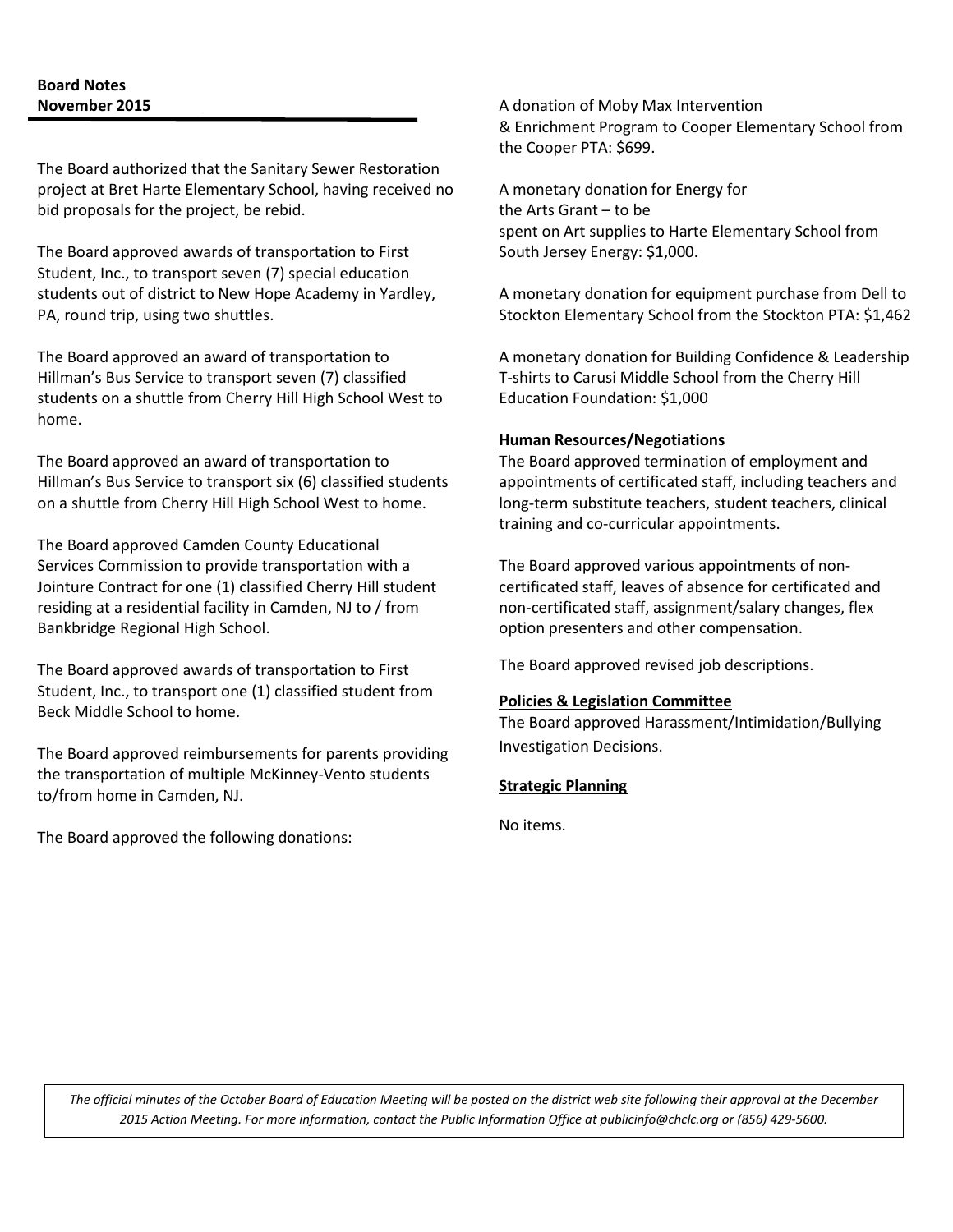**Board Notes**
**November 2015**

The Board authorized that the Sanitary Sewer Restoration project at Bret Harte Elementary School, having received no bid proposals for the project, be rebid.

The Board approved awards of transportation to First Student, Inc., to transport seven (7) special education students out of district to New Hope Academy in Yardley, PA, round trip, using two shuttles.

The Board approved an award of transportation to Hillman's Bus Service to transport seven (7) classified students on a shuttle from Cherry Hill High School West to home.

The Board approved an award of transportation to Hillman's Bus Service to transport six (6) classified students on a shuttle from Cherry Hill High School West to home.

The Board approved Camden County Educational Services Commission to provide transportation with a Jointure Contract for one (1) classified Cherry Hill student residing at a residential facility in Camden, NJ to / from Bankbridge Regional High School.

The Board approved awards of transportation to First Student, Inc., to transport one (1) classified student from Beck Middle School to home.

The Board approved reimbursements for parents providing the transportation of multiple McKinney-Vento students to/from home in Camden, NJ.

The Board approved the following donations:

A donation of Moby Max Intervention & Enrichment Program to Cooper Elementary School from the Cooper PTA: $699.

A monetary donation for Energy for the Arts Grant – to be spent on Art supplies to Harte Elementary School from South Jersey Energy: $1,000.

A monetary donation for equipment purchase from Dell to Stockton Elementary School from the Stockton PTA: $1,462

A monetary donation for Building Confidence & Leadership T-shirts to Carusi Middle School from the Cherry Hill Education Foundation: $1,000

**Human Resources/Negotiations**

The Board approved termination of employment and appointments of certificated staff, including teachers and long-term substitute teachers, student teachers, clinical training and co-curricular appointments.

The Board approved various appointments of non-certificated staff, leaves of absence for certificated and non-certificated staff, assignment/salary changes, flex option presenters and other compensation.

The Board approved revised job descriptions.

**Policies & Legislation Committee**

The Board approved Harassment/Intimidation/Bullying Investigation Decisions.

**Strategic Planning**

No items.

*The official minutes of the October Board of Education Meeting will be posted on the district web site following their approval at the December 2015 Action Meeting. For more information, contact the Public Information Office at publicinfo@chclc.org or (856) 429-5600.*